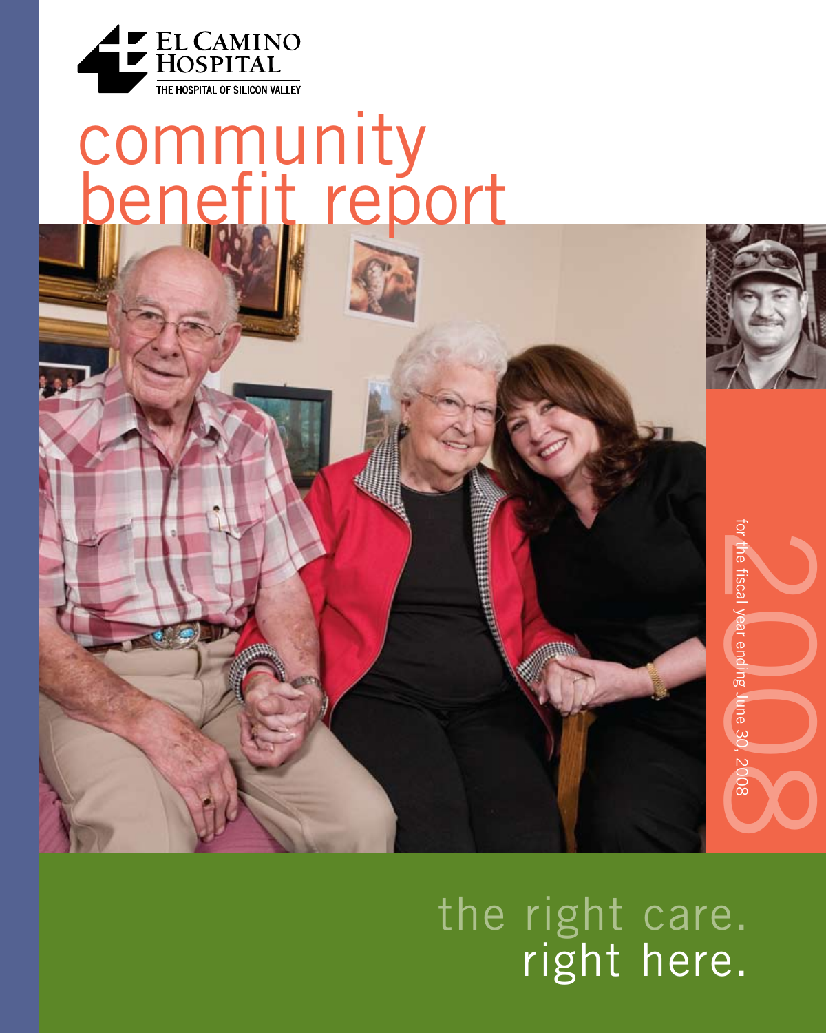EL CAMINO HOSPITAL

THE HOSPITAL OF SILICON VALLEY

# community benefit report

2008

for the fiscal year ending June 30, 2008

the right care. right here.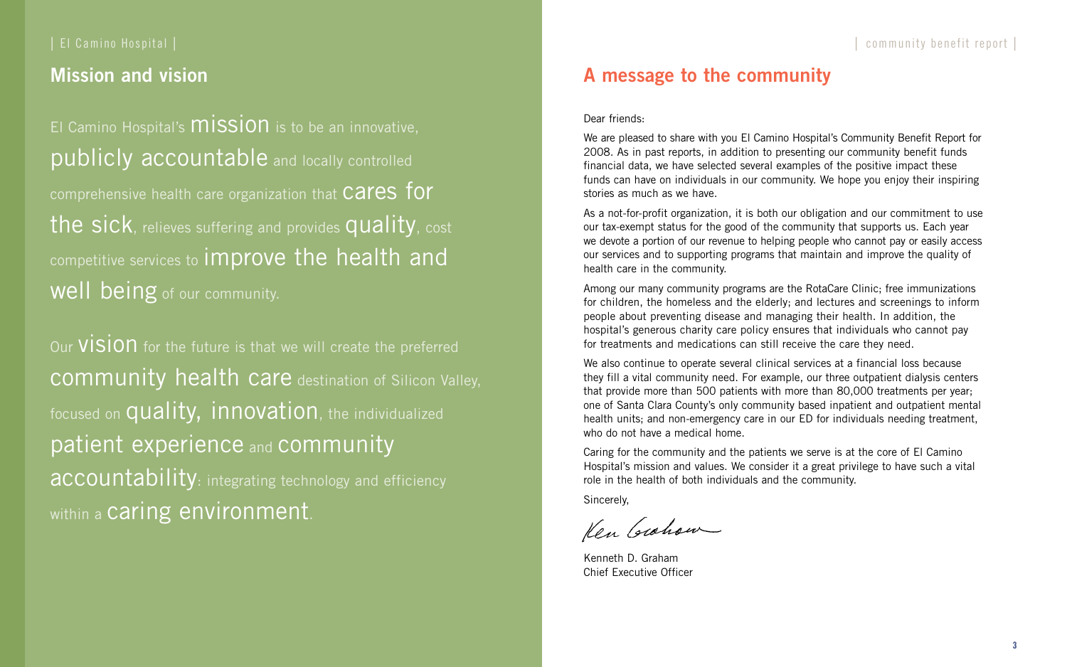## Mission and vision

El Camino Hospital's mission is to be an innovative, publicly accountable and locally controlled comprehensive health care organization that cares for the sick, relieves suffering and provides quality, cost competitive services to improve the health and well being of our community.

Our vision for the future is that we will create the preferred community health care destination of Silicon Valley, focused on quality, innovation, the individualized patient experience and community accountability: integrating technology and efficiency within a caring environment.

## A message to the community

Dear friends:

We are pleased to share with you El Camino Hospital's Community Benefit Report for 2008. As in past reports, in addition to presenting our community benefit funds financial data, we have selected several examples of the positive impact these funds can have on individuals in our community. We hope you enjoy their inspiring stories as much as we have.

As a not-for-profit organization, it is both our obligation and our commitment to use our tax-exempt status for the good of the community that supports us. Each year we devote a portion of our revenue to helping people who cannot pay or easily access our services and to supporting programs that maintain and improve the quality of health care in the community.

Among our many community programs are the RotaCare Clinic; free immunizations for children, the homeless and the elderly; and lectures and screenings to inform people about preventing disease and managing their health. In addition, the hospital's generous charity care policy ensures that individuals who cannot pay for treatments and medications can still receive the care they need.

We also continue to operate several clinical services at a financial loss because they fill a vital community need. For example, our three outpatient dialysis centers that provide more than 500 patients with more than 80,000 treatments per year; one of Santa Clara County's only community based inpatient and outpatient mental health units; and non-emergency care in our ED for individuals needing treatment, who do not have a medical home.

Caring for the community and the patients we serve is at the core of El Camino Hospital's mission and values. We consider it a great privilege to have such a vital role in the health of both individuals and the community.

Sincerely,

Ken Graham

Kenneth D. Graham
Chief Executive Officer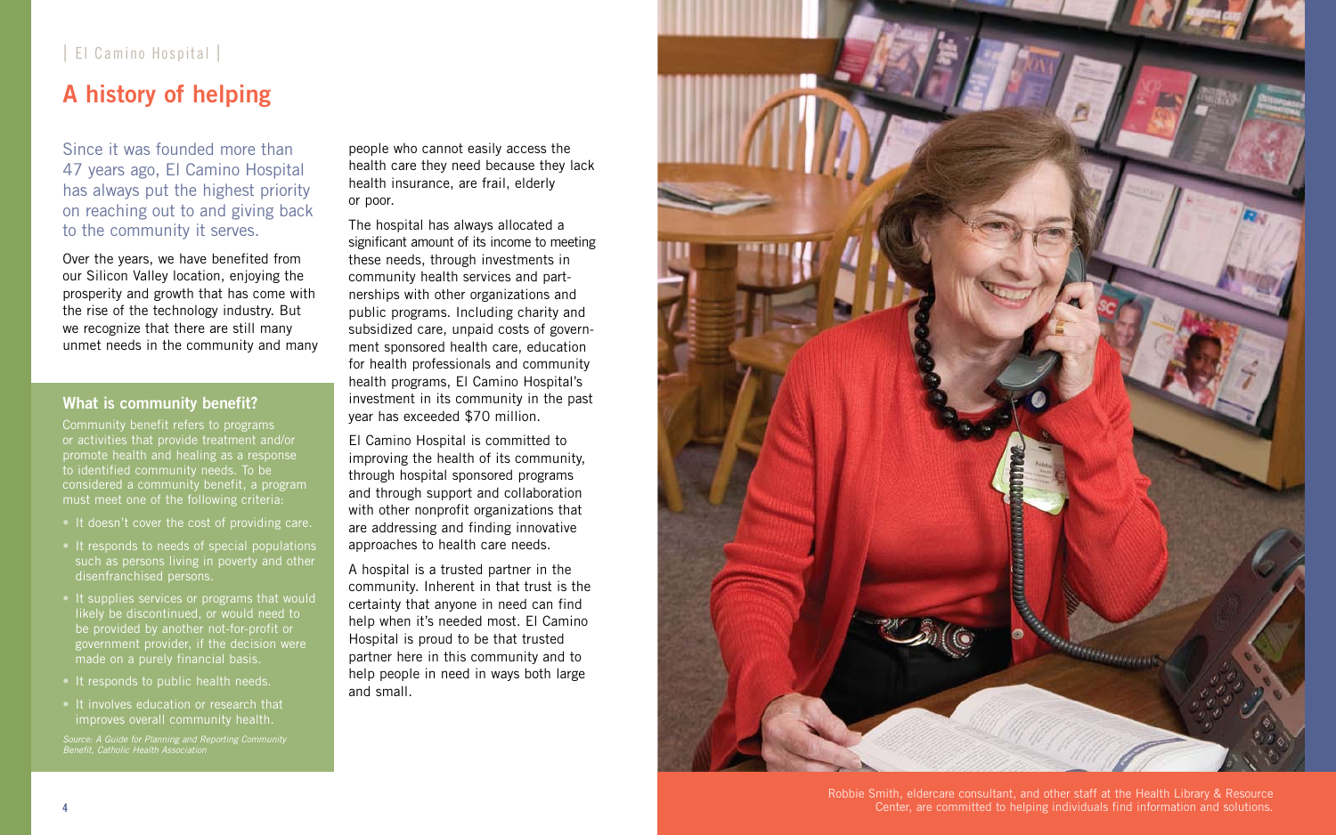# A history of helping

Since it was founded more than 47 years ago, El Camino Hospital has always put the highest priority on reaching out to and giving back to the community it serves.

Over the years, we have benefited from our Silicon Valley location, enjoying the prosperity and growth that has come with the rise of the technology industry. But we recognize that there are still many unmet needs in the community and many people who cannot easily access the health care they need because they lack health insurance, are frail, elderly or poor.

The hospital has always allocated a significant amount of its income to meeting these needs, through investments in community health services and partnerships with other organizations and public programs. Including charity and subsidized care, unpaid costs of government sponsored health care, education for health professionals and community health programs, El Camino Hospital's investment in its community in the past year has exceeded $70 million.

El Camino Hospital is committed to improving the health of its community, through hospital sponsored programs and through support and collaboration with other nonprofit organizations that are addressing and finding innovative approaches to health care needs.

A hospital is a trusted partner in the community. Inherent in that trust is the certainty that anyone in need can find help when it's needed most. El Camino Hospital is proud to be that trusted partner here in this community and to help people in need in ways both large and small.

### What is community benefit?

Community benefit refers to programs or activities that provide treatment and/or promote health and healing as a response to identified community needs. To be considered a community benefit, a program must meet one of the following criteria:

- It doesn't cover the cost of providing care.
- It responds to needs of special populations such as persons living in poverty and other disenfranchised persons.
- It supplies services or programs that would likely be discontinued, or would need to be provided by another not-for-profit or government provider, if the decision were made on a purely financial basis.
- It responds to public health needs.
- It involves education or research that improves overall community health.

*Source: A Guide for Planning and Reporting Community Benefit, Catholic Health Association*

Robbie Smith, eldercare consultant, and other staff at the Health Library & Resource Center, are committed to helping individuals find information and solutions.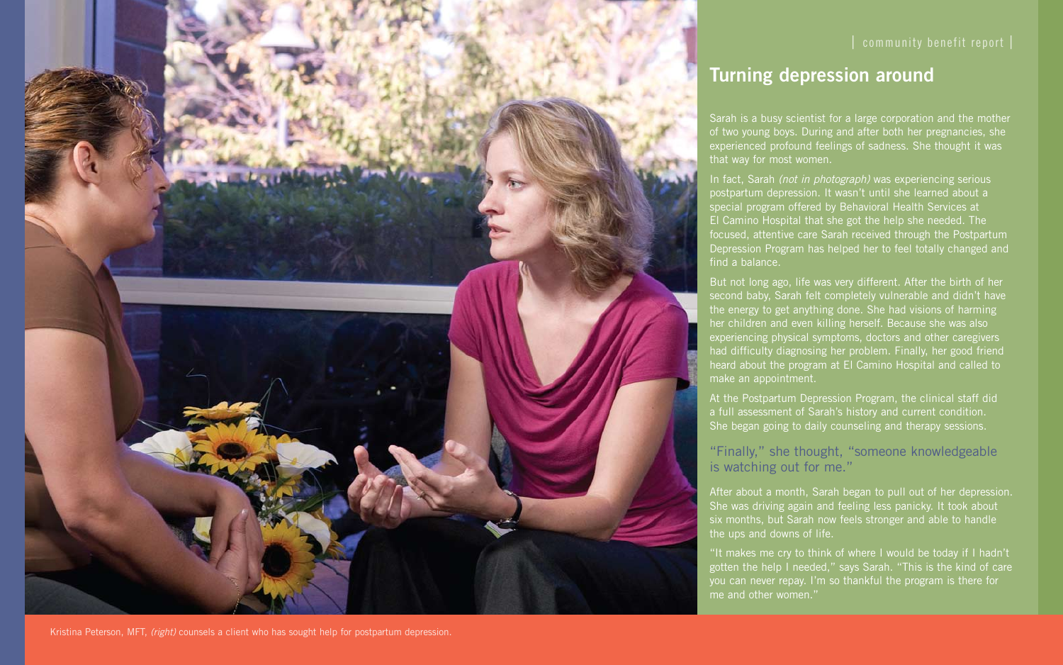# Turning depression around

Sarah is a busy scientist for a large corporation and the mother of two young boys. During and after both her pregnancies, she experienced profound feelings of sadness. She thought it was that way for most women.

In fact, Sarah *(not in photograph)* was experiencing serious postpartum depression. It wasn't until she learned about a special program offered by Behavioral Health Services at El Camino Hospital that she got the help she needed. The focused, attentive care Sarah received through the Postpartum Depression Program has helped her to feel totally changed and find a balance.

But not long ago, life was very different. After the birth of her second baby, Sarah felt completely vulnerable and didn't have the energy to get anything done. She had visions of harming her children and even killing herself. Because she was also experiencing physical symptoms, doctors and other caregivers had difficulty diagnosing her problem. Finally, her good friend heard about the program at El Camino Hospital and called to make an appointment.

At the Postpartum Depression Program, the clinical staff did a full assessment of Sarah's history and current condition. She began going to daily counseling and therapy sessions.

"Finally," she thought, "someone knowledgeable is watching out for me."

After about a month, Sarah began to pull out of her depression. She was driving again and feeling less panicky. It took about six months, but Sarah now feels stronger and able to handle the ups and downs of life.

"It makes me cry to think of where I would be today if I hadn't gotten the help I needed," says Sarah. "This is the kind of care you can never repay. I'm so thankful the program is there for me and other women."

Kristina Peterson, MFT, *(right)* counsels a client who has sought help for postpartum depression.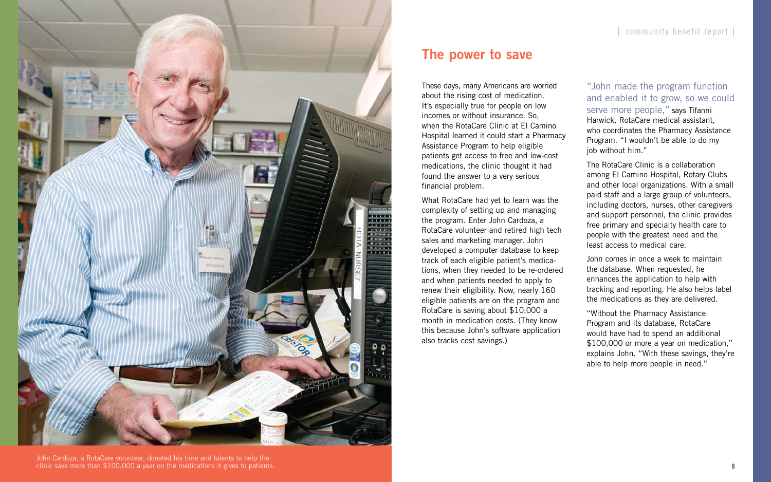## The power to save

These days, many Americans are worried about the rising cost of medication. It's especially true for people on low incomes or without insurance. So, when the RotaCare Clinic at El Camino Hospital learned it could start a Pharmacy Assistance Program to help eligible patients get access to free and low-cost medications, the clinic thought it had found the answer to a very serious financial problem.

What RotaCare had yet to learn was the complexity of setting up and managing the program. Enter John Cardoza, a RotaCare volunteer and retired high tech sales and marketing manager. John developed a computer database to keep track of each eligible patient's medications, when they needed to be re-ordered and when patients needed to apply to renew their eligibility. Now, nearly 160 eligible patients are on the program and RotaCare is saving about $10,000 a month in medication costs. (They know this because John's software application also tracks cost savings.)

"John made the program function and enabled it to grow, so we could serve more people," says Tifanni Harwick, RotaCare medical assistant, who coordinates the Pharmacy Assistance Program. "I wouldn't be able to do my job without him."

The RotaCare Clinic is a collaboration among El Camino Hospital, Rotary Clubs and other local organizations. With a small paid staff and a large group of volunteers, including doctors, nurses, other caregivers and support personnel, the clinic provides free primary and specialty health care to people with the greatest need and the least access to medical care.

John comes in once a week to maintain the database. When requested, he enhances the application to help with tracking and reporting. He also helps label the medications as they are delivered.

"Without the Pharmacy Assistance Program and its database, RotaCare would have had to spend an additional $100,000 or more a year on medication," explains John. "With these savings, they're able to help more people in need."

John Cardoza, a RotaCare volunteer, donated his time and talents to help the clinic save more than $100,000 a year on the medications it gives to patients.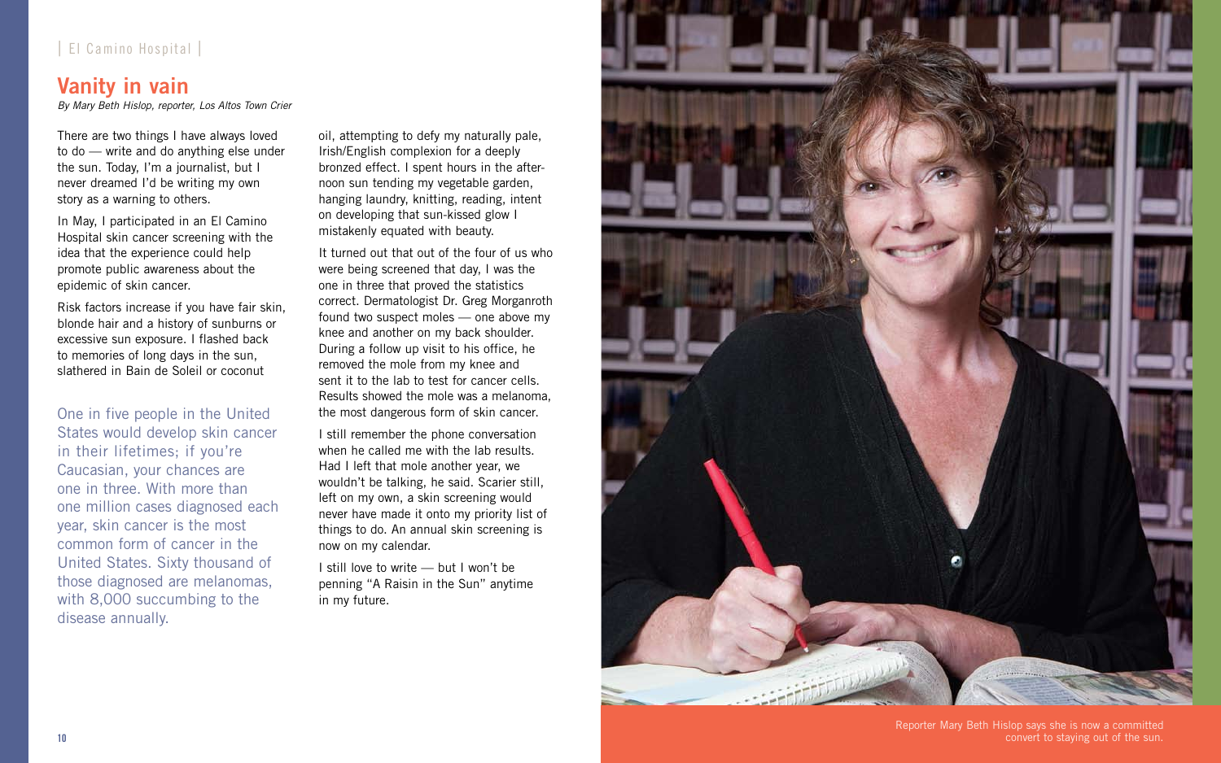# Vanity in vain

*By Mary Beth Hislop, reporter, Los Altos Town Crier*

There are two things I have always loved to do — write and do anything else under the sun. Today, I'm a journalist, but I never dreamed I'd be writing my own story as a warning to others.

In May, I participated in an El Camino Hospital skin cancer screening with the idea that the experience could help promote public awareness about the epidemic of skin cancer.

Risk factors increase if you have fair skin, blonde hair and a history of sunburns or excessive sun exposure. I flashed back to memories of long days in the sun, slathered in Bain de Soleil or coconut oil, attempting to defy my naturally pale, Irish/English complexion for a deeply bronzed effect. I spent hours in the afternoon sun tending my vegetable garden, hanging laundry, knitting, reading, intent on developing that sun-kissed glow I mistakenly equated with beauty.

It turned out that out of the four of us who were being screened that day, I was the one in three that proved the statistics correct. Dermatologist Dr. Greg Morganroth found two suspect moles — one above my knee and another on my back shoulder. During a follow up visit to his office, he removed the mole from my knee and sent it to the lab to test for cancer cells. Results showed the mole was a melanoma, the most dangerous form of skin cancer.

I still remember the phone conversation when he called me with the lab results. Had I left that mole another year, we wouldn't be talking, he said. Scarier still, left on my own, a skin screening would never have made it onto my priority list of things to do. An annual skin screening is now on my calendar.

I still love to write — but I won't be penning "A Raisin in the Sun" anytime in my future.

> One in five people in the United States would develop skin cancer in their lifetimes; if you're Caucasian, your chances are one in three. With more than one million cases diagnosed each year, skin cancer is the most common form of cancer in the United States. Sixty thousand of those diagnosed are melanomas, with 8,000 succumbing to the disease annually.

Reporter Mary Beth Hislop says she is now a committed convert to staying out of the sun.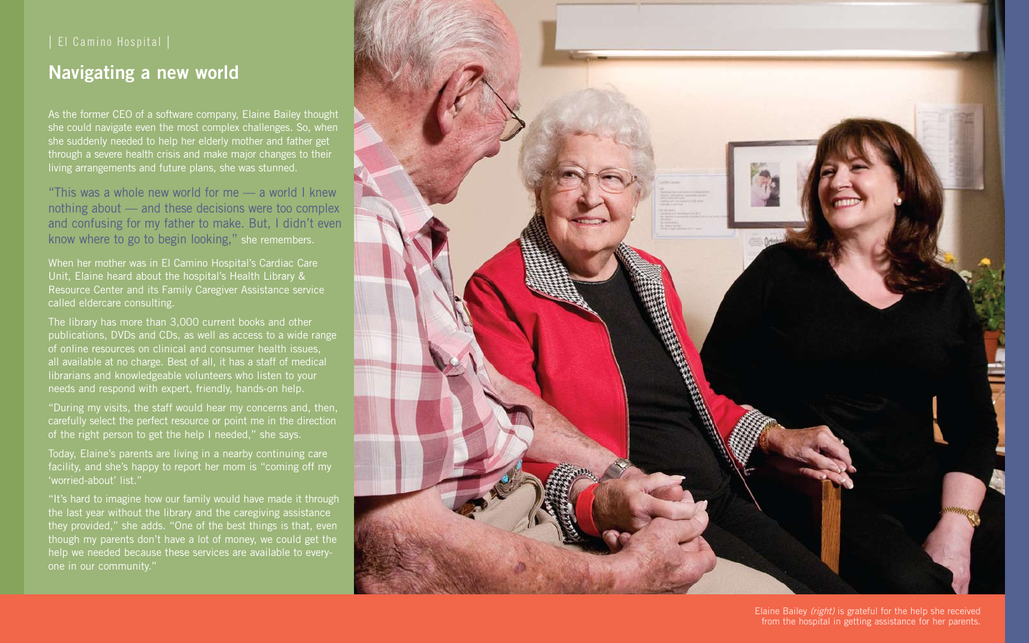| El Camino Hospital |

## Navigating a new world

As the former CEO of a software company, Elaine Bailey thought she could navigate even the most complex challenges. So, when she suddenly needed to help her elderly mother and father get through a severe health crisis and make major changes to their living arrangements and future plans, she was stunned.

"This was a whole new world for me — a world I knew nothing about — and these decisions were too complex and confusing for my father to make. But, I didn't even know where to go to begin looking," she remembers.

When her mother was in El Camino Hospital's Cardiac Care Unit, Elaine heard about the hospital's Health Library & Resource Center and its Family Caregiver Assistance service called eldercare consulting.

The library has more than 3,000 current books and other publications, DVDs and CDs, as well as access to a wide range of online resources on clinical and consumer health issues, all available at no charge. Best of all, it has a staff of medical librarians and knowledgeable volunteers who listen to your needs and respond with expert, friendly, hands-on help.

"During my visits, the staff would hear my concerns and, then, carefully select the perfect resource or point me in the direction of the right person to get the help I needed," she says.

Today, Elaine's parents are living in a nearby continuing care facility, and she's happy to report her mom is "coming off my 'worried-about' list."

"It's hard to imagine how our family would have made it through the last year without the library and the caregiving assistance they provided," she adds. "One of the best things is that, even though my parents don't have a lot of money, we could get the help we needed because these services are available to everyone in our community."

Elaine Bailey *(right)* is grateful for the help she received from the hospital in getting assistance for her parents.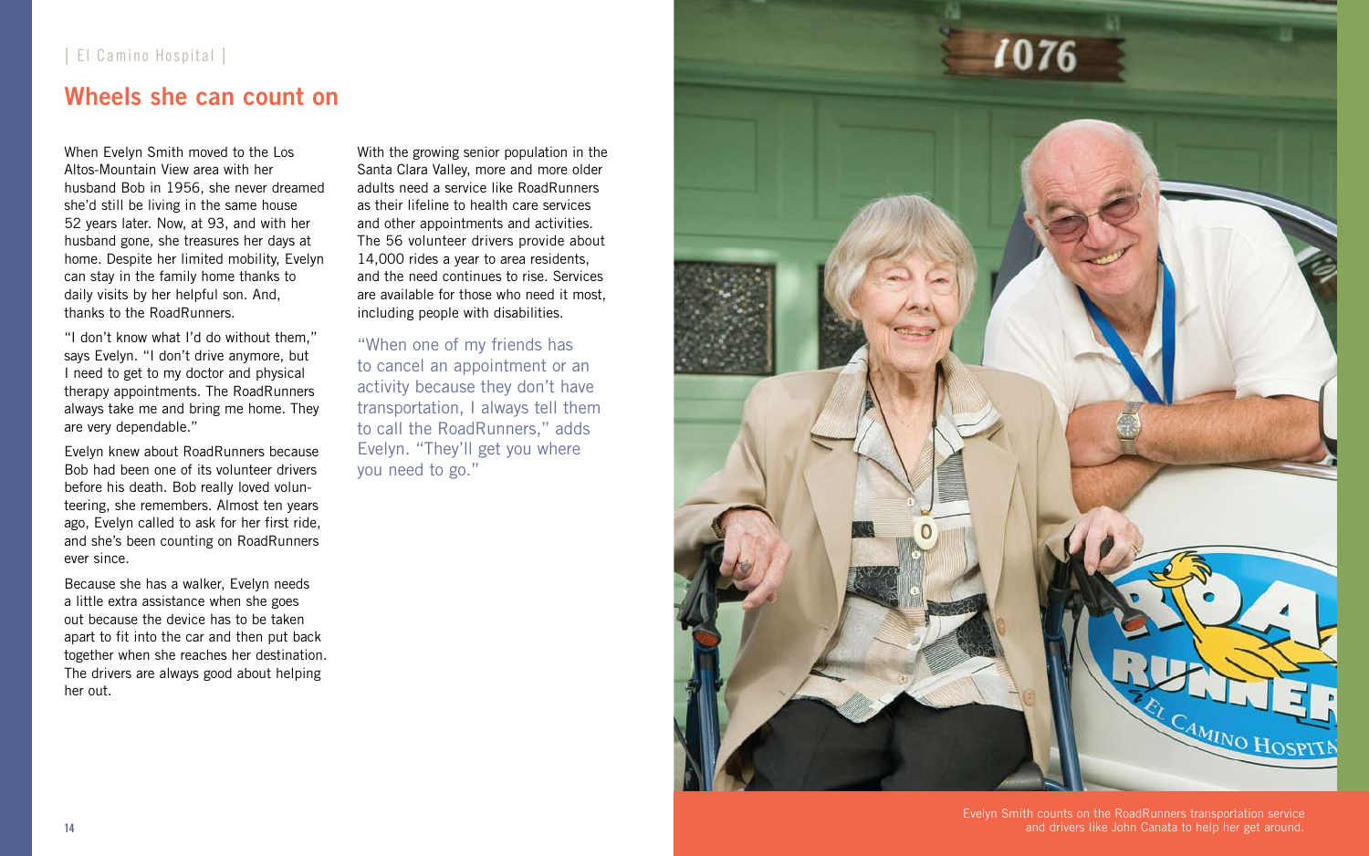| El Camino Hospital |

## Wheels she can count on

When Evelyn Smith moved to the Los Altos-Mountain View area with her husband Bob in 1956, she never dreamed she'd still be living in the same house 52 years later. Now, at 93, and with her husband gone, she treasures her days at home. Despite her limited mobility, Evelyn can stay in the family home thanks to daily visits by her helpful son. And, thanks to the RoadRunners.

"I don't know what I'd do without them," says Evelyn. "I don't drive anymore, but I need to get to my doctor and physical therapy appointments. The RoadRunners always take me and bring me home. They are very dependable."

Evelyn knew about RoadRunners because Bob had been one of its volunteer drivers before his death. Bob really loved volunteering, she remembers. Almost ten years ago, Evelyn called to ask for her first ride, and she's been counting on RoadRunners ever since.

Because she has a walker, Evelyn needs a little extra assistance when she goes out because the device has to be taken apart to fit into the car and then put back together when she reaches her destination. The drivers are always good about helping her out.

With the growing senior population in the Santa Clara Valley, more and more older adults need a service like RoadRunners as their lifeline to health care services and other appointments and activities. The 56 volunteer drivers provide about 14,000 rides a year to area residents, and the need continues to rise. Services are available for those who need it most, including people with disabilities.

"When one of my friends has to cancel an appointment or an activity because they don't have transportation, I always tell them to call the RoadRunners," adds Evelyn. "They'll get you where you need to go."

Evelyn Smith counts on the RoadRunners transportation service and drivers like John Canata to help her get around.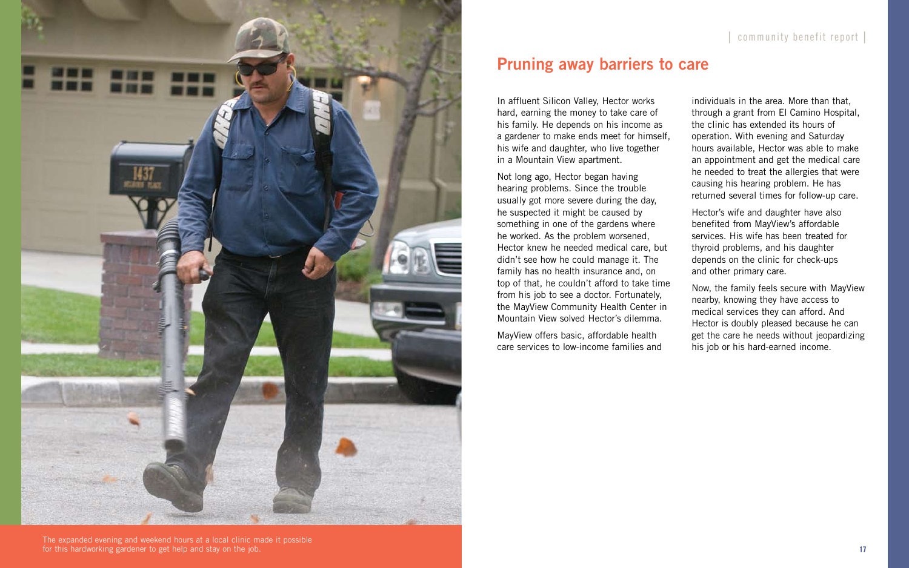# Pruning away barriers to care

In affluent Silicon Valley, Hector works hard, earning the money to take care of his family. He depends on his income as a gardener to make ends meet for himself, his wife and daughter, who live together in a Mountain View apartment.

Not long ago, Hector began having hearing problems. Since the trouble usually got more severe during the day, he suspected it might be caused by something in one of the gardens where he worked. As the problem worsened, Hector knew he needed medical care, but didn't see how he could manage it. The family has no health insurance and, on top of that, he couldn't afford to take time from his job to see a doctor. Fortunately, the MayView Community Health Center in Mountain View solved Hector's dilemma.

MayView offers basic, affordable health care services to low-income families and individuals in the area. More than that, through a grant from El Camino Hospital, the clinic has extended its hours of operation. With evening and Saturday hours available, Hector was able to make an appointment and get the medical care he needed to treat the allergies that were causing his hearing problem. He has returned several times for follow-up care.

Hector's wife and daughter have also benefited from MayView's affordable services. His wife has been treated for thyroid problems, and his daughter depends on the clinic for check-ups and other primary care.

Now, the family feels secure with MayView nearby, knowing they have access to medical services they can afford. And Hector is doubly pleased because he can get the care he needs without jeopardizing his job or his hard-earned income.

The expanded evening and weekend hours at a local clinic made it possible for this hardworking gardener to get help and stay on the job.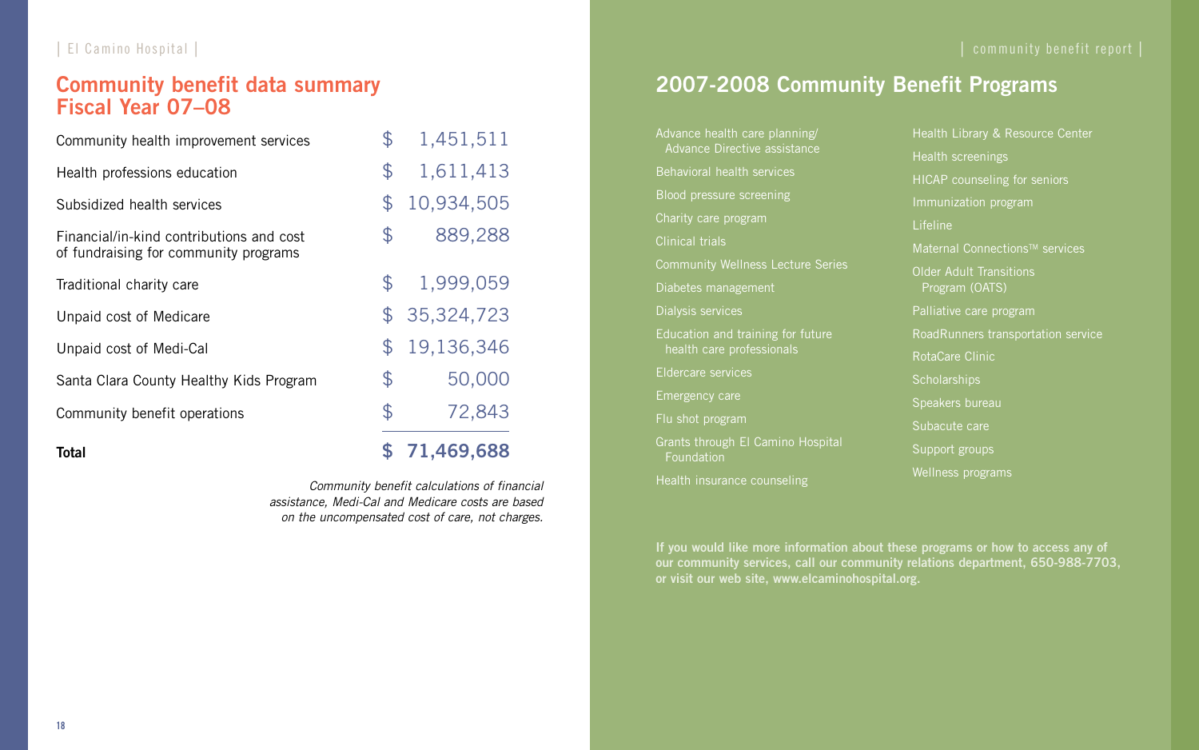## Community benefit data summary Fiscal Year 07–08

| | |
|---|---|
| Community health improvement services | $ 1,451,511 |
| Health professions education | $ 1,611,413 |
| Subsidized health services | $ 10,934,505 |
| Financial/in-kind contributions and cost of fundraising for community programs | $ 889,288 |
| Traditional charity care | $ 1,999,059 |
| Unpaid cost of Medicare | $ 35,324,723 |
| Unpaid cost of Medi-Cal | $ 19,136,346 |
| Santa Clara County Healthy Kids Program | $ 50,000 |
| Community benefit operations | $ 72,843 |
| **Total** | **$ 71,469,688** |

*Community benefit calculations of financial assistance, Medi-Cal and Medicare costs are based on the uncompensated cost of care, not charges.*

## 2007-2008 Community Benefit Programs

- Advance health care planning/ Advance Directive assistance
- Behavioral health services
- Blood pressure screening
- Charity care program
- Clinical trials
- Community Wellness Lecture Series
- Diabetes management
- Dialysis services
- Education and training for future health care professionals
- Eldercare services
- Emergency care
- Flu shot program
- Grants through El Camino Hospital Foundation
- Health insurance counseling
- Health Library & Resource Center
- Health screenings
- HICAP counseling for seniors
- Immunization program
- Lifeline
- Maternal Connections™ services
- Older Adult Transitions Program (OATS)
- Palliative care program
- RoadRunners transportation service
- RotaCare Clinic
- Scholarships
- Speakers bureau
- Subacute care
- Support groups
- Wellness programs

**If you would like more information about these programs or how to access any of our community services, call our community relations department, 650-988-7703, or visit our web site, www.elcaminohospital.org.**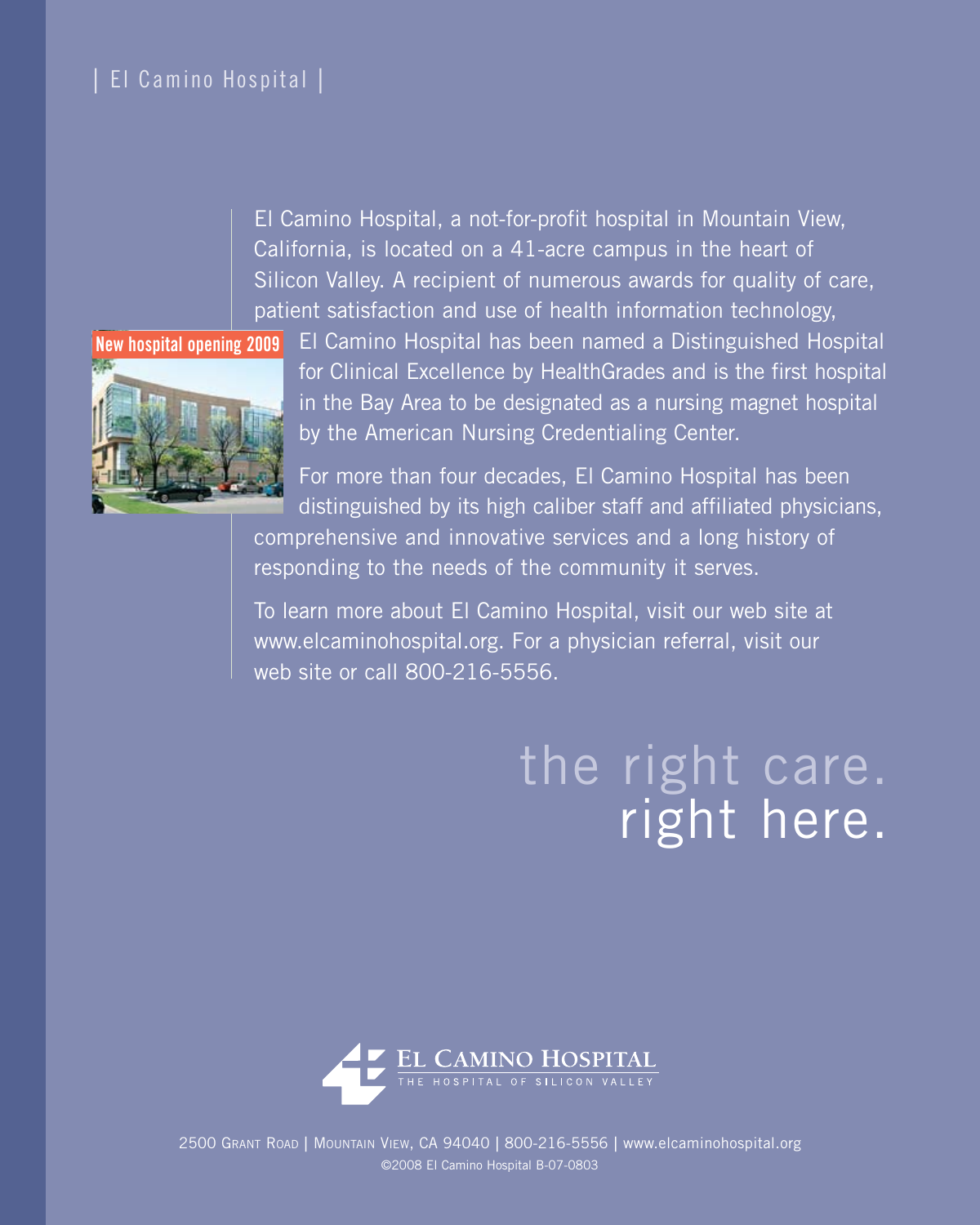El Camino Hospital, a not-for-profit hospital in Mountain View, California, is located on a 41-acre campus in the heart of Silicon Valley. A recipient of numerous awards for quality of care, patient satisfaction and use of health information technology, El Camino Hospital has been named a Distinguished Hospital for Clinical Excellence by HealthGrades and is the first hospital in the Bay Area to be designated as a nursing magnet hospital by the American Nursing Credentialing Center.

New hospital opening 2009

For more than four decades, El Camino Hospital has been distinguished by its high caliber staff and affiliated physicians, comprehensive and innovative services and a long history of responding to the needs of the community it serves.

To learn more about El Camino Hospital, visit our web site at www.elcaminohospital.org. For a physician referral, visit our web site or call 800-216-5556.

the right care.
right here.

EL CAMINO HOSPITAL
THE HOSPITAL OF SILICON VALLEY

2500 Grant Road | Mountain View, CA 94040 | 800-216-5556 | www.elcaminohospital.org

©2008 El Camino Hospital B-07-0803